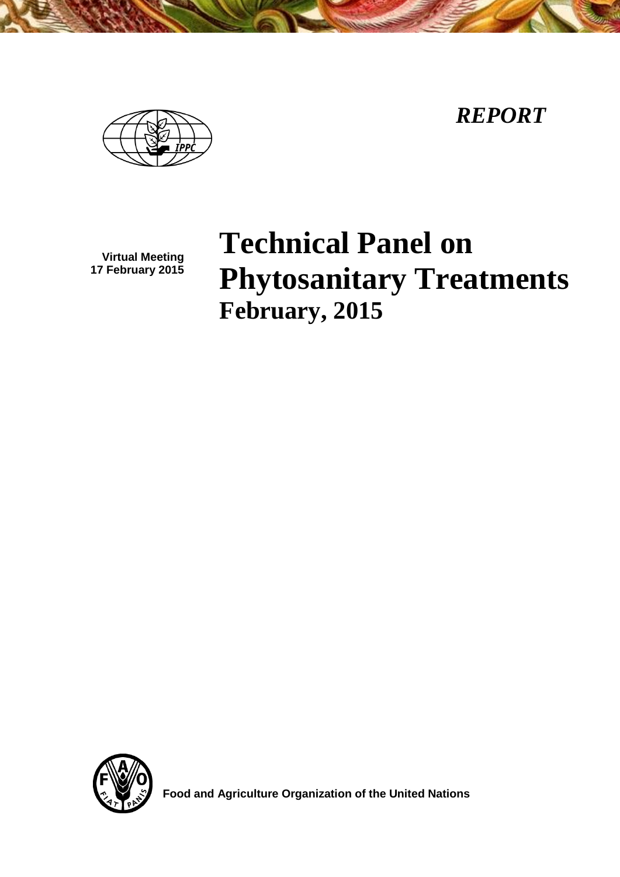*REPORT*

**Virtual Meeting**
**17 February 2015**

# Technical Panel on Phytosanitary Treatments

## February, 2015

**Food and Agriculture Organization of the United Nations**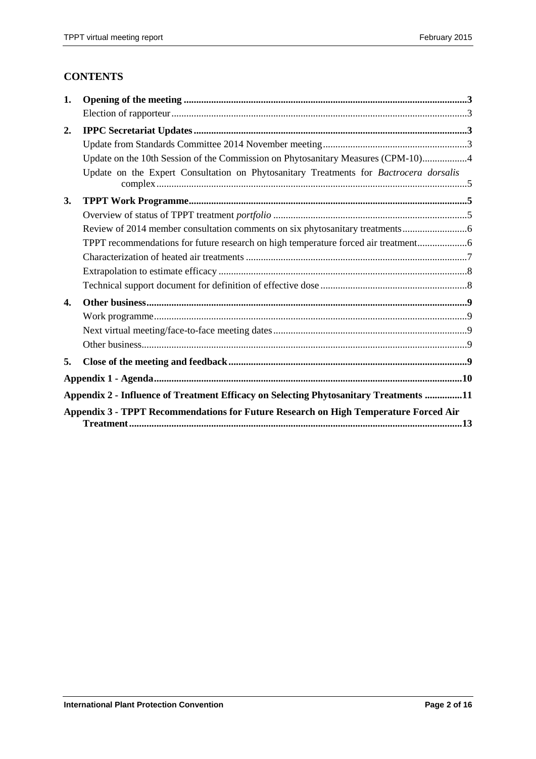## CONTENTS

**1. Opening of the meeting** ....................................................................................................... **3**

Election of rapporteur ....................................................................................................... 3

**2. IPPC Secretariat Updates** ....................................................................................................... **3**

Update from Standards Committee 2014 November meeting ............................................ 3

Update on the 10th Session of the Commission on Phytosanitary Measures (CPM-10) ................. 4

Update on the Expert Consultation on Phytosanitary Treatments for *Bactrocera dorsalis* complex ....................................................................................................... 5

**3. TPPT Work Programme** ....................................................................................................... **5**

Overview of status of TPPT treatment *portfolio* ....................................................................... 5

Review of 2014 member consultation comments on six phytosanitary treatments ...................... 6

TPPT recommendations for future research on high temperature forced air treatment ................ 6

Characterization of heated air treatments ....................................................................................... 7

Extrapolation to estimate efficacy ....................................................................................... 8

Technical support document for definition of effective dose ..................................................... 8

**4. Other business** ....................................................................................................... **9**

Work programme ....................................................................................................... 9

Next virtual meeting/face-to-face meeting dates ....................................................................... 9

Other business ....................................................................................................... 9

**5. Close of the meeting and feedback** ....................................................................................................... **9**

**Appendix 1 - Agenda** ....................................................................................................... **10**

**Appendix 2 - Influence of Treatment Efficacy on Selecting Phytosanitary Treatments** ............... **11**

**Appendix 3 - TPPT Recommendations for Future Research on High Temperature Forced Air Treatment** ....................................................................................................... **13**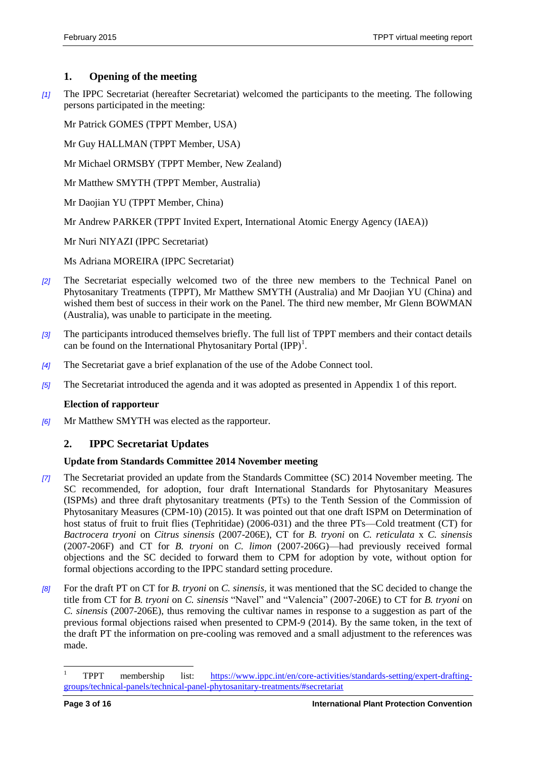## 1. Opening of the meeting

*[1]* The IPPC Secretariat (hereafter Secretariat) welcomed the participants to the meeting. The following persons participated in the meeting:

Mr Patrick GOMES (TPPT Member, USA)

Mr Guy HALLMAN (TPPT Member, USA)

Mr Michael ORMSBY (TPPT Member, New Zealand)

Mr Matthew SMYTH (TPPT Member, Australia)

Mr Daojian YU (TPPT Member, China)

Mr Andrew PARKER (TPPT Invited Expert, International Atomic Energy Agency (IAEA))

Mr Nuri NIYAZI (IPPC Secretariat)

Ms Adriana MOREIRA (IPPC Secretariat)

*[2]* The Secretariat especially welcomed two of the three new members to the Technical Panel on Phytosanitary Treatments (TPPT), Mr Matthew SMYTH (Australia) and Mr Daojian YU (China) and wished them best of success in their work on the Panel. The third new member, Mr Glenn BOWMAN (Australia), was unable to participate in the meeting.

*[3]* The participants introduced themselves briefly. The full list of TPPT members and their contact details can be found on the International Phytosanitary Portal (IPP)[1].

*[4]* The Secretariat gave a brief explanation of the use of the Adobe Connect tool.

*[5]* The Secretariat introduced the agenda and it was adopted as presented in Appendix 1 of this report.

**Election of rapporteur**

*[6]* Mr Matthew SMYTH was elected as the rapporteur.

## 2. IPPC Secretariat Updates

**Update from Standards Committee 2014 November meeting**

*[7]* The Secretariat provided an update from the Standards Committee (SC) 2014 November meeting. The SC recommended, for adoption, four draft International Standards for Phytosanitary Measures (ISPMs) and three draft phytosanitary treatments (PTs) to the Tenth Session of the Commission of Phytosanitary Measures (CPM-10) (2015). It was pointed out that one draft ISPM on Determination of host status of fruit to fruit flies (Tephritidae) (2006-031) and the three PTs—Cold treatment (CT) for *Bactrocera tryoni* on *Citrus sinensis* (2007-206E), CT for *B. tryoni* on *C. reticulata* x *C. sinensis* (2007-206F) and CT for *B. tryoni* on *C. limon* (2007-206G)—had previously received formal objections and the SC decided to forward them to CPM for adoption by vote, without option for formal objections according to the IPPC standard setting procedure.

*[8]* For the draft PT on CT for *B. tryoni* on *C. sinensis*, it was mentioned that the SC decided to change the title from CT for *B. tryoni* on *C. sinensis* "Navel" and "Valencia" (2007-206E) to CT for *B. tryoni* on *C. sinensis* (2007-206E), thus removing the cultivar names in response to a suggestion as part of the previous formal objections raised when presented to CPM-9 (2014). By the same token, in the text of the draft PT the information on pre-cooling was removed and a small adjustment to the references was made.

---

[1] TPPT membership list: https://www.ippc.int/en/core-activities/standards-setting/expert-drafting-groups/technical-panels/technical-panel-phytosanitary-treatments/#secretariat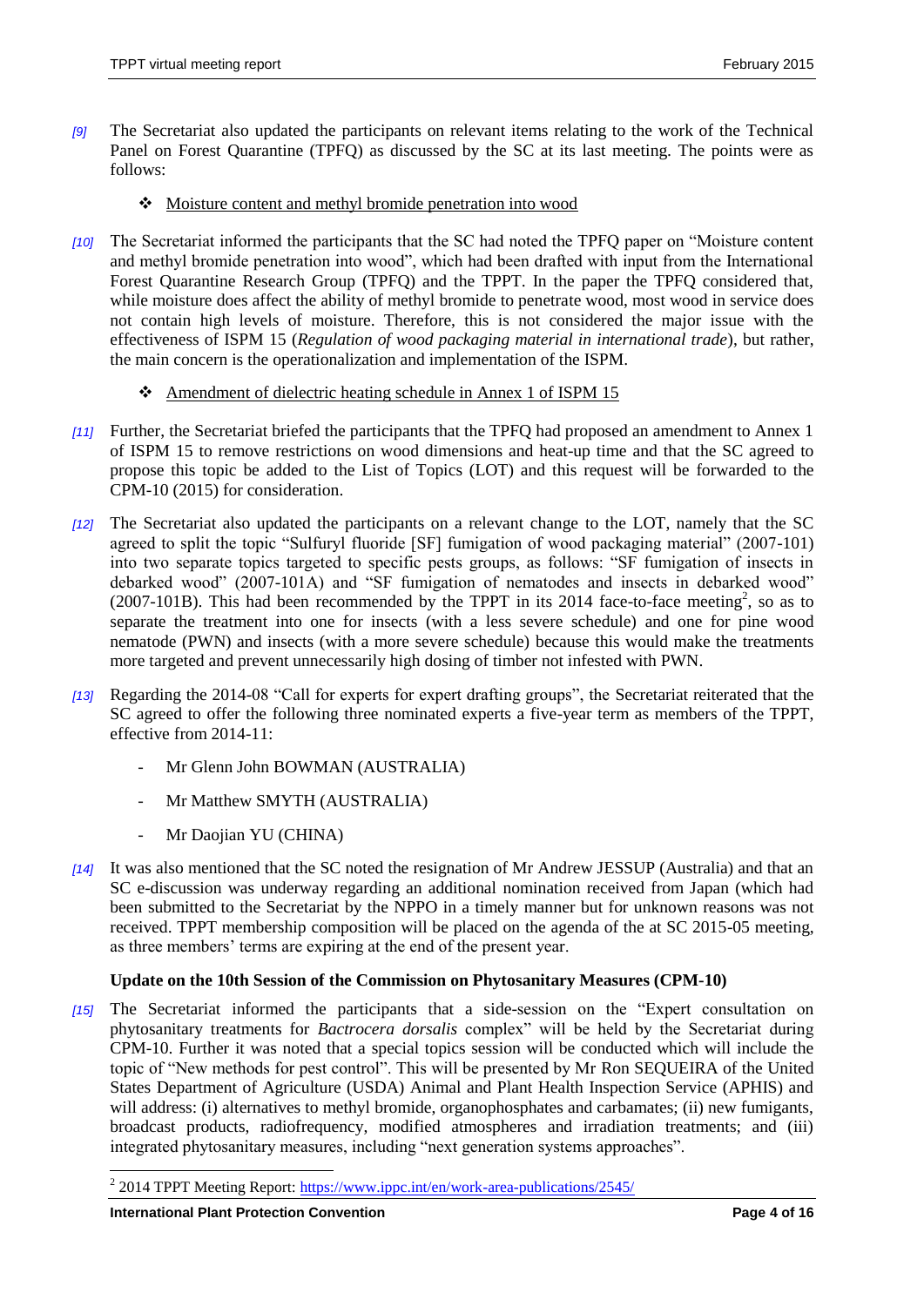[9] The Secretariat also updated the participants on relevant items relating to the work of the Technical Panel on Forest Quarantine (TPFQ) as discussed by the SC at its last meeting. The points were as follows:

- Moisture content and methyl bromide penetration into wood

[10] The Secretariat informed the participants that the SC had noted the TPFQ paper on "Moisture content and methyl bromide penetration into wood", which had been drafted with input from the International Forest Quarantine Research Group (TPFQ) and the TPPT. In the paper the TPFQ considered that, while moisture does affect the ability of methyl bromide to penetrate wood, most wood in service does not contain high levels of moisture. Therefore, this is not considered the major issue with the effectiveness of ISPM 15 (*Regulation of wood packaging material in international trade*), but rather, the main concern is the operationalization and implementation of the ISPM.

- Amendment of dielectric heating schedule in Annex 1 of ISPM 15

[11] Further, the Secretariat briefed the participants that the TPFQ had proposed an amendment to Annex 1 of ISPM 15 to remove restrictions on wood dimensions and heat-up time and that the SC agreed to propose this topic be added to the List of Topics (LOT) and this request will be forwarded to the CPM-10 (2015) for consideration.

[12] The Secretariat also updated the participants on a relevant change to the LOT, namely that the SC agreed to split the topic "Sulfuryl fluoride [SF] fumigation of wood packaging material" (2007-101) into two separate topics targeted to specific pests groups, as follows: "SF fumigation of insects in debarked wood" (2007-101A) and "SF fumigation of nematodes and insects in debarked wood" (2007-101B). This had been recommended by the TPPT in its 2014 face-to-face meeting[2], so as to separate the treatment into one for insects (with a less severe schedule) and one for pine wood nematode (PWN) and insects (with a more severe schedule) because this would make the treatments more targeted and prevent unnecessarily high dosing of timber not infested with PWN.

[13] Regarding the 2014-08 "Call for experts for expert drafting groups", the Secretariat reiterated that the SC agreed to offer the following three nominated experts a five-year term as members of the TPPT, effective from 2014-11:

- Mr Glenn John BOWMAN (AUSTRALIA)
- Mr Matthew SMYTH (AUSTRALIA)
- Mr Daojian YU (CHINA)

[14] It was also mentioned that the SC noted the resignation of Mr Andrew JESSUP (Australia) and that an SC e-discussion was underway regarding an additional nomination received from Japan (which had been submitted to the Secretariat by the NPPO in a timely manner but for unknown reasons was not received. TPPT membership composition will be placed on the agenda of the at SC 2015-05 meeting, as three members' terms are expiring at the end of the present year.

**Update on the 10th Session of the Commission on Phytosanitary Measures (CPM-10)**

[15] The Secretariat informed the participants that a side-session on the "Expert consultation on phytosanitary treatments for *Bactrocera dorsalis* complex" will be held by the Secretariat during CPM-10. Further it was noted that a special topics session will be conducted which will include the topic of "New methods for pest control". This will be presented by Mr Ron SEQUEIRA of the United States Department of Agriculture (USDA) Animal and Plant Health Inspection Service (APHIS) and will address: (i) alternatives to methyl bromide, organophosphates and carbamates; (ii) new fumigants, broadcast products, radiofrequency, modified atmospheres and irradiation treatments; and (iii) integrated phytosanitary measures, including "next generation systems approaches".

[2] 2014 TPPT Meeting Report: https://www.ippc.int/en/work-area-publications/2545/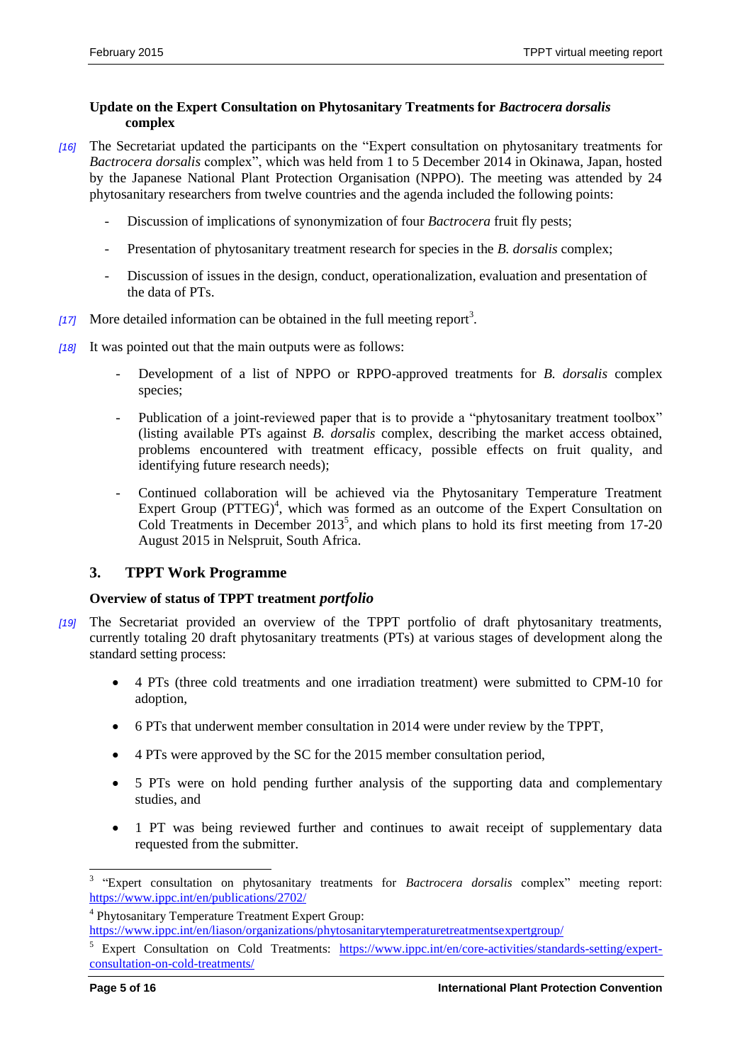### Update on the Expert Consultation on Phytosanitary Treatments for *Bactrocera dorsalis* complex

*[16]* The Secretariat updated the participants on the "Expert consultation on phytosanitary treatments for *Bactrocera dorsalis* complex", which was held from 1 to 5 December 2014 in Okinawa, Japan, hosted by the Japanese National Plant Protection Organisation (NPPO). The meeting was attended by 24 phytosanitary researchers from twelve countries and the agenda included the following points:

- Discussion of implications of synonymization of four *Bactrocera* fruit fly pests;
- Presentation of phytosanitary treatment research for species in the *B. dorsalis* complex;
- Discussion of issues in the design, conduct, operationalization, evaluation and presentation of the data of PTs.

*[17]* More detailed information can be obtained in the full meeting report[3].

*[18]* It was pointed out that the main outputs were as follows:

- Development of a list of NPPO or RPPO-approved treatments for *B. dorsalis* complex species;
- Publication of a joint-reviewed paper that is to provide a "phytosanitary treatment toolbox" (listing available PTs against *B. dorsalis* complex, describing the market access obtained, problems encountered with treatment efficacy, possible effects on fruit quality, and identifying future research needs);
- Continued collaboration will be achieved via the Phytosanitary Temperature Treatment Expert Group (PTTEG)[4], which was formed as an outcome of the Expert Consultation on Cold Treatments in December 2013[5], and which plans to hold its first meeting from 17-20 August 2015 in Nelspruit, South Africa.

## 3. TPPT Work Programme

### Overview of status of TPPT treatment *portfolio*

*[19]* The Secretariat provided an overview of the TPPT portfolio of draft phytosanitary treatments, currently totaling 20 draft phytosanitary treatments (PTs) at various stages of development along the standard setting process:

- 4 PTs (three cold treatments and one irradiation treatment) were submitted to CPM-10 for adoption,
- 6 PTs that underwent member consultation in 2014 were under review by the TPPT,
- 4 PTs were approved by the SC for the 2015 member consultation period,
- 5 PTs were on hold pending further analysis of the supporting data and complementary studies, and
- 1 PT was being reviewed further and continues to await receipt of supplementary data requested from the submitter.

---

[3] "Expert consultation on phytosanitary treatments for *Bactrocera dorsalis* complex" meeting report: https://www.ippc.int/en/publications/2702/

[4] Phytosanitary Temperature Treatment Expert Group: https://www.ippc.int/en/liason/organizations/phytosanitarytemperaturetreatmentsexpertgroup/

[5] Expert Consultation on Cold Treatments: https://www.ippc.int/en/core-activities/standards-setting/expert-consultation-on-cold-treatments/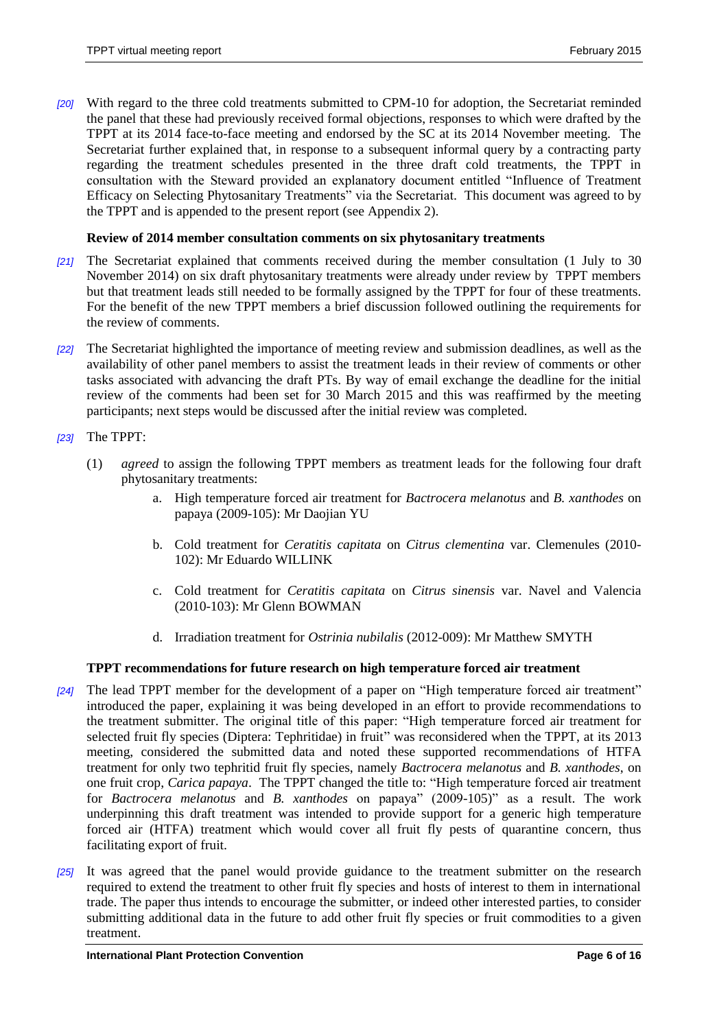*[20]* With regard to the three cold treatments submitted to CPM-10 for adoption, the Secretariat reminded the panel that these had previously received formal objections, responses to which were drafted by the TPPT at its 2014 face-to-face meeting and endorsed by the SC at its 2014 November meeting. The Secretariat further explained that, in response to a subsequent informal query by a contracting party regarding the treatment schedules presented in the three draft cold treatments, the TPPT in consultation with the Steward provided an explanatory document entitled "Influence of Treatment Efficacy on Selecting Phytosanitary Treatments" via the Secretariat. This document was agreed to by the TPPT and is appended to the present report (see Appendix 2).

### Review of 2014 member consultation comments on six phytosanitary treatments

*[21]* The Secretariat explained that comments received during the member consultation (1 July to 30 November 2014) on six draft phytosanitary treatments were already under review by TPPT members but that treatment leads still needed to be formally assigned by the TPPT for four of these treatments. For the benefit of the new TPPT members a brief discussion followed outlining the requirements for the review of comments.

*[22]* The Secretariat highlighted the importance of meeting review and submission deadlines, as well as the availability of other panel members to assist the treatment leads in their review of comments or other tasks associated with advancing the draft PTs. By way of email exchange the deadline for the initial review of the comments had been set for 30 March 2015 and this was reaffirmed by the meeting participants; next steps would be discussed after the initial review was completed.

*[23]* The TPPT:

(1) *agreed* to assign the following TPPT members as treatment leads for the following four draft phytosanitary treatments:

  a. High temperature forced air treatment for *Bactrocera melanotus* and *B. xanthodes* on papaya (2009-105): Mr Daojian YU

  b. Cold treatment for *Ceratitis capitata* on *Citrus clementina* var. Clemenules (2010-102): Mr Eduardo WILLINK

  c. Cold treatment for *Ceratitis capitata* on *Citrus sinensis* var. Navel and Valencia (2010-103): Mr Glenn BOWMAN

  d. Irradiation treatment for *Ostrinia nubilalis* (2012-009): Mr Matthew SMYTH

### TPPT recommendations for future research on high temperature forced air treatment

*[24]* The lead TPPT member for the development of a paper on "High temperature forced air treatment" introduced the paper, explaining it was being developed in an effort to provide recommendations to the treatment submitter. The original title of this paper: "High temperature forced air treatment for selected fruit fly species (Diptera: Tephritidae) in fruit" was reconsidered when the TPPT, at its 2013 meeting, considered the submitted data and noted these supported recommendations of HTFA treatment for only two tephritid fruit fly species, namely *Bactrocera melanotus* and *B. xanthodes*, on one fruit crop, *Carica papaya*. The TPPT changed the title to: "High temperature forced air treatment for *Bactrocera melanotus* and *B. xanthodes* on papaya" (2009-105)" as a result. The work underpinning this draft treatment was intended to provide support for a generic high temperature forced air (HTFA) treatment which would cover all fruit fly pests of quarantine concern, thus facilitating export of fruit.

*[25]* It was agreed that the panel would provide guidance to the treatment submitter on the research required to extend the treatment to other fruit fly species and hosts of interest to them in international trade. The paper thus intends to encourage the submitter, or indeed other interested parties, to consider submitting additional data in the future to add other fruit fly species or fruit commodities to a given treatment.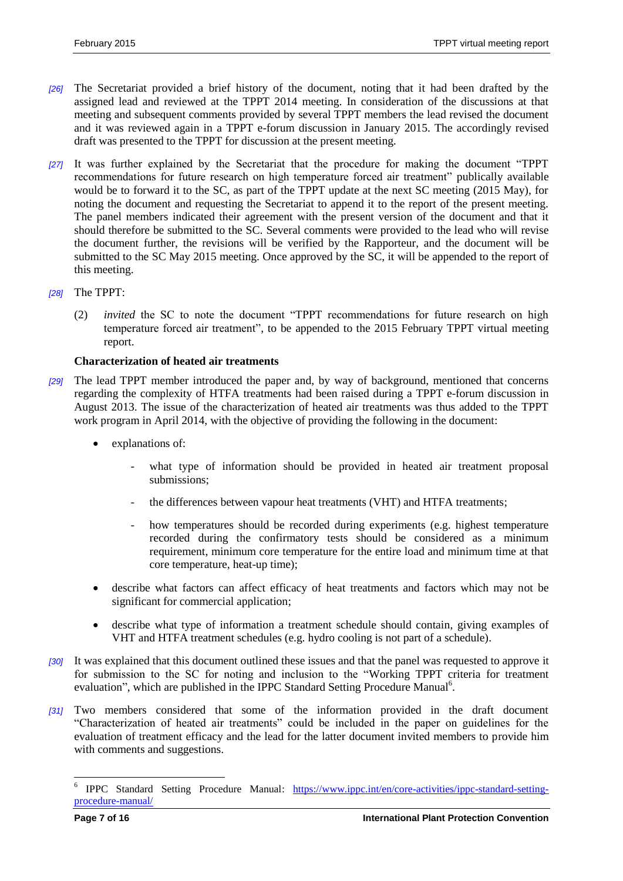[26] The Secretariat provided a brief history of the document, noting that it had been drafted by the assigned lead and reviewed at the TPPT 2014 meeting. In consideration of the discussions at that meeting and subsequent comments provided by several TPPT members the lead revised the document and it was reviewed again in a TPPT e-forum discussion in January 2015. The accordingly revised draft was presented to the TPPT for discussion at the present meeting.

[27] It was further explained by the Secretariat that the procedure for making the document "TPPT recommendations for future research on high temperature forced air treatment" publically available would be to forward it to the SC, as part of the TPPT update at the next SC meeting (2015 May), for noting the document and requesting the Secretariat to append it to the report of the present meeting. The panel members indicated their agreement with the present version of the document and that it should therefore be submitted to the SC. Several comments were provided to the lead who will revise the document further, the revisions will be verified by the Rapporteur, and the document will be submitted to the SC May 2015 meeting. Once approved by the SC, it will be appended to the report of this meeting.

[28] The TPPT:

(2) *invited* the SC to note the document "TPPT recommendations for future research on high temperature forced air treatment", to be appended to the 2015 February TPPT virtual meeting report.

**Characterization of heated air treatments**

[29] The lead TPPT member introduced the paper and, by way of background, mentioned that concerns regarding the complexity of HTFA treatments had been raised during a TPPT e-forum discussion in August 2013. The issue of the characterization of heated air treatments was thus added to the TPPT work program in April 2014, with the objective of providing the following in the document:

- explanations of:
    - what type of information should be provided in heated air treatment proposal submissions;
    - the differences between vapour heat treatments (VHT) and HTFA treatments;
    - how temperatures should be recorded during experiments (e.g. highest temperature recorded during the confirmatory tests should be considered as a minimum requirement, minimum core temperature for the entire load and minimum time at that core temperature, heat-up time);
- describe what factors can affect efficacy of heat treatments and factors which may not be significant for commercial application;
- describe what type of information a treatment schedule should contain, giving examples of VHT and HTFA treatment schedules (e.g. hydro cooling is not part of a schedule).

[30] It was explained that this document outlined these issues and that the panel was requested to approve it for submission to the SC for noting and inclusion to the "Working TPPT criteria for treatment evaluation", which are published in the IPPC Standard Setting Procedure Manual[6].

[31] Two members considered that some of the information provided in the draft document "Characterization of heated air treatments" could be included in the paper on guidelines for the evaluation of treatment efficacy and the lead for the latter document invited members to provide him with comments and suggestions.

---

[6] IPPC Standard Setting Procedure Manual: https://www.ippc.int/en/core-activities/ippc-standard-setting-procedure-manual/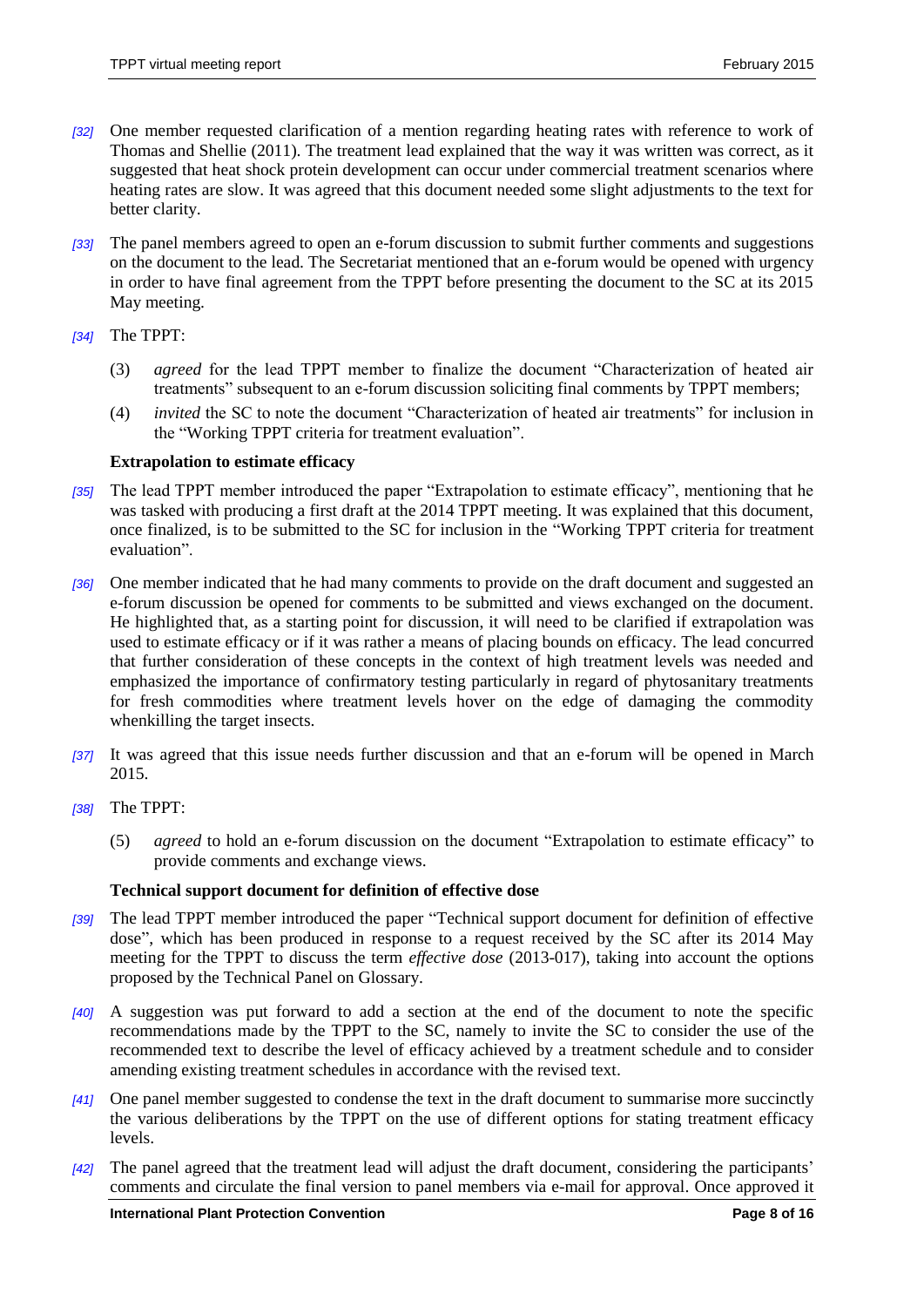*[32]* One member requested clarification of a mention regarding heating rates with reference to work of Thomas and Shellie (2011). The treatment lead explained that the way it was written was correct, as it suggested that heat shock protein development can occur under commercial treatment scenarios where heating rates are slow. It was agreed that this document needed some slight adjustments to the text for better clarity.

*[33]* The panel members agreed to open an e-forum discussion to submit further comments and suggestions on the document to the lead. The Secretariat mentioned that an e-forum would be opened with urgency in order to have final agreement from the TPPT before presenting the document to the SC at its 2015 May meeting.

*[34]* The TPPT:

(3) *agreed* for the lead TPPT member to finalize the document "Characterization of heated air treatments" subsequent to an e-forum discussion soliciting final comments by TPPT members;

(4) *invited* the SC to note the document "Characterization of heated air treatments" for inclusion in the "Working TPPT criteria for treatment evaluation".

**Extrapolation to estimate efficacy**

*[35]* The lead TPPT member introduced the paper "Extrapolation to estimate efficacy", mentioning that he was tasked with producing a first draft at the 2014 TPPT meeting. It was explained that this document, once finalized, is to be submitted to the SC for inclusion in the "Working TPPT criteria for treatment evaluation".

*[36]* One member indicated that he had many comments to provide on the draft document and suggested an e-forum discussion be opened for comments to be submitted and views exchanged on the document. He highlighted that, as a starting point for discussion, it will need to be clarified if extrapolation was used to estimate efficacy or if it was rather a means of placing bounds on efficacy. The lead concurred that further consideration of these concepts in the context of high treatment levels was needed and emphasized the importance of confirmatory testing particularly in regard of phytosanitary treatments for fresh commodities where treatment levels hover on the edge of damaging the commodity whenkilling the target insects.

*[37]* It was agreed that this issue needs further discussion and that an e-forum will be opened in March 2015.

*[38]* The TPPT:

(5) *agreed* to hold an e-forum discussion on the document "Extrapolation to estimate efficacy" to provide comments and exchange views.

**Technical support document for definition of effective dose**

*[39]* The lead TPPT member introduced the paper "Technical support document for definition of effective dose", which has been produced in response to a request received by the SC after its 2014 May meeting for the TPPT to discuss the term *effective dose* (2013-017), taking into account the options proposed by the Technical Panel on Glossary.

*[40]* A suggestion was put forward to add a section at the end of the document to note the specific recommendations made by the TPPT to the SC, namely to invite the SC to consider the use of the recommended text to describe the level of efficacy achieved by a treatment schedule and to consider amending existing treatment schedules in accordance with the revised text.

*[41]* One panel member suggested to condense the text in the draft document to summarise more succinctly the various deliberations by the TPPT on the use of different options for stating treatment efficacy levels.

*[42]* The panel agreed that the treatment lead will adjust the draft document, considering the participants' comments and circulate the final version to panel members via e-mail for approval. Once approved it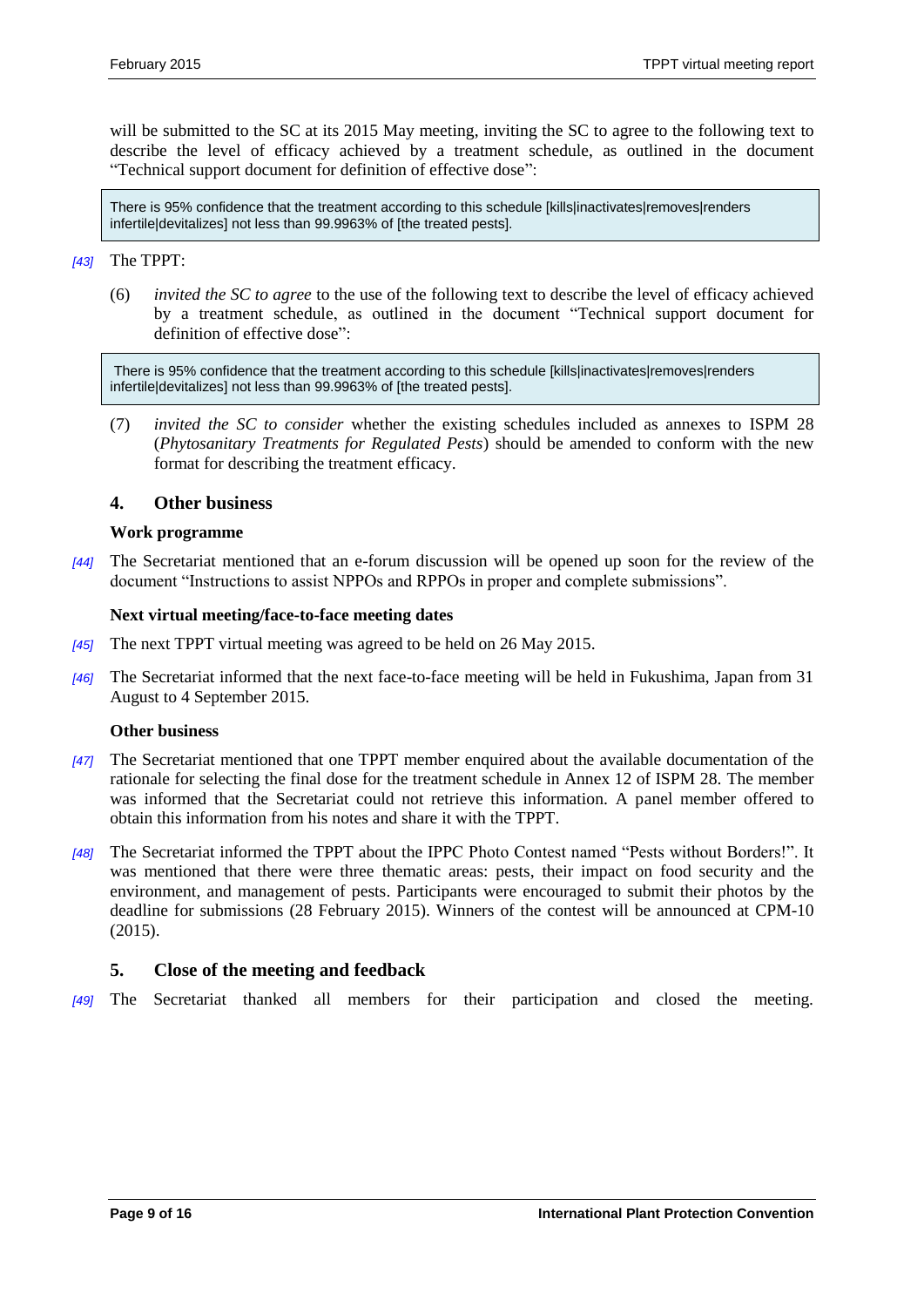will be submitted to the SC at its 2015 May meeting, inviting the SC to agree to the following text to describe the level of efficacy achieved by a treatment schedule, as outlined in the document "Technical support document for definition of effective dose":

> There is 95% confidence that the treatment according to this schedule [kills|inactivates|removes|renders infertile|devitalizes] not less than 99.9963% of [the treated pests].

*[43]* The TPPT:

(6) *invited the SC to agree* to the use of the following text to describe the level of efficacy achieved by a treatment schedule, as outlined in the document "Technical support document for definition of effective dose":

> There is 95% confidence that the treatment according to this schedule [kills|inactivates|removes|renders infertile|devitalizes] not less than 99.9963% of [the treated pests].

(7) *invited the SC to consider* whether the existing schedules included as annexes to ISPM 28 (*Phytosanitary Treatments for Regulated Pests*) should be amended to conform with the new format for describing the treatment efficacy.

## 4. Other business

### Work programme

*[44]* The Secretariat mentioned that an e-forum discussion will be opened up soon for the review of the document "Instructions to assist NPPOs and RPPOs in proper and complete submissions".

### Next virtual meeting/face-to-face meeting dates

*[45]* The next TPPT virtual meeting was agreed to be held on 26 May 2015.

*[46]* The Secretariat informed that the next face-to-face meeting will be held in Fukushima, Japan from 31 August to 4 September 2015.

### Other business

*[47]* The Secretariat mentioned that one TPPT member enquired about the available documentation of the rationale for selecting the final dose for the treatment schedule in Annex 12 of ISPM 28. The member was informed that the Secretariat could not retrieve this information. A panel member offered to obtain this information from his notes and share it with the TPPT.

*[48]* The Secretariat informed the TPPT about the IPPC Photo Contest named "Pests without Borders!". It was mentioned that there were three thematic areas: pests, their impact on food security and the environment, and management of pests. Participants were encouraged to submit their photos by the deadline for submissions (28 February 2015). Winners of the contest will be announced at CPM-10 (2015).

## 5. Close of the meeting and feedback

*[49]* The Secretariat thanked all members for their participation and closed the meeting.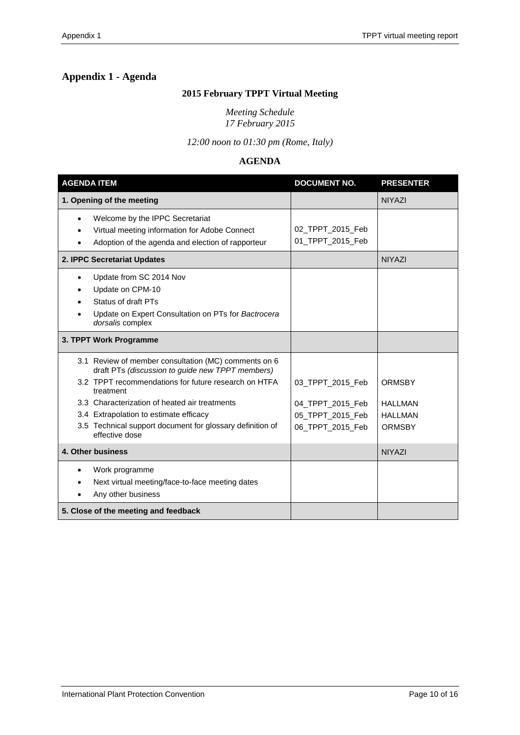## Appendix 1 - Agenda

### 2015 February TPPT Virtual Meeting

*Meeting Schedule*
*17 February 2015*

*12:00 noon to 01:30 pm (Rome, Italy)*

### AGENDA

| AGENDA ITEM | DOCUMENT NO. | PRESENTER |
|---|---|---|
| **1. Opening of the meeting** | | NIYAZI |
| • Welcome by the IPPC Secretariat<br>• Virtual meeting information for Adobe Connect<br>• Adoption of the agenda and election of rapporteur | <br>02_TPPT_2015_Feb<br>01_TPPT_2015_Feb | |
| **2. IPPC Secretariat Updates** | | NIYAZI |
| • Update from SC 2014 Nov<br>• Update on CPM-10<br>• Status of draft PTs<br>• Update on Expert Consultation on PTs for *Bactrocera dorsalis* complex | | |
| **3. TPPT Work Programme** | | |
| 3.1 Review of member consultation (MC) comments on 6 draft PTs *(discussion to guide new TPPT members)*<br>3.2 TPPT recommendations for future research on HTFA treatment<br>3.3 Characterization of heated air treatments<br>3.4 Extrapolation to estimate efficacy<br>3.5 Technical support document for glossary definition of effective dose | <br>03_TPPT_2015_Feb<br>04_TPPT_2015_Feb<br>05_TPPT_2015_Feb<br>06_TPPT_2015_Feb | <br>ORMSBY<br>HALLMAN<br>HALLMAN<br>ORMSBY |
| **4. Other business** | | NIYAZI |
| • Work programme<br>• Next virtual meeting/face-to-face meeting dates<br>• Any other business | | |
| **5. Close of the meeting and feedback** | | |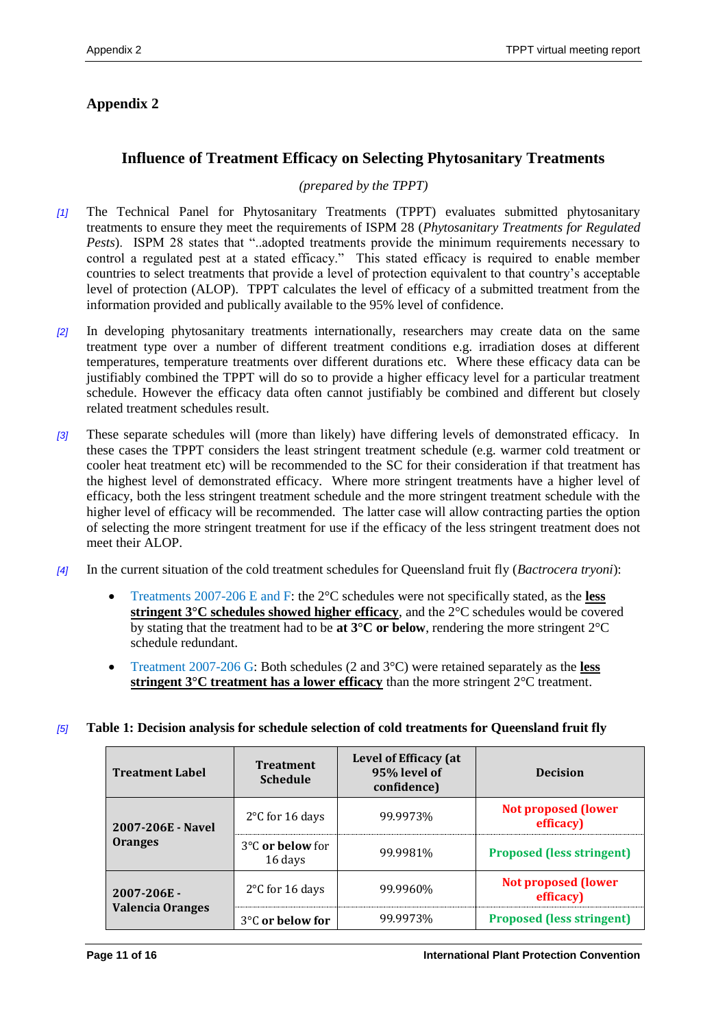# Appendix 2

## Influence of Treatment Efficacy on Selecting Phytosanitary Treatments

*(prepared by the TPPT)*

*[1]* The Technical Panel for Phytosanitary Treatments (TPPT) evaluates submitted phytosanitary treatments to ensure they meet the requirements of ISPM 28 (*Phytosanitary Treatments for Regulated Pests*). ISPM 28 states that "..adopted treatments provide the minimum requirements necessary to control a regulated pest at a stated efficacy." This stated efficacy is required to enable member countries to select treatments that provide a level of protection equivalent to that country's acceptable level of protection (ALOP). TPPT calculates the level of efficacy of a submitted treatment from the information provided and publically available to the 95% level of confidence.

*[2]* In developing phytosanitary treatments internationally, researchers may create data on the same treatment type over a number of different treatment conditions e.g. irradiation doses at different temperatures, temperature treatments over different durations etc. Where these efficacy data can be justifiably combined the TPPT will do so to provide a higher efficacy level for a particular treatment schedule. However the efficacy data often cannot justifiably be combined and different but closely related treatment schedules result.

*[3]* These separate schedules will (more than likely) have differing levels of demonstrated efficacy. In these cases the TPPT considers the least stringent treatment schedule (e.g. warmer cold treatment or cooler heat treatment etc) will be recommended to the SC for their consideration if that treatment has the highest level of demonstrated efficacy. Where more stringent treatments have a higher level of efficacy, both the less stringent treatment schedule and the more stringent treatment schedule with the higher level of efficacy will be recommended. The latter case will allow contracting parties the option of selecting the more stringent treatment for use if the efficacy of the less stringent treatment does not meet their ALOP.

*[4]* In the current situation of the cold treatment schedules for Queensland fruit fly (*Bactrocera tryoni*):

- Treatments 2007-206 E and F: the 2°C schedules were not specifically stated, as the **less stringent 3°C schedules showed higher efficacy**, and the 2°C schedules would be covered by stating that the treatment had to be **at 3°C or below**, rendering the more stringent 2°C schedule redundant.
- Treatment 2007-206 G: Both schedules (2 and 3°C) were retained separately as the **less stringent 3°C treatment has a lower efficacy** than the more stringent 2°C treatment.

*[5]* **Table 1: Decision analysis for schedule selection of cold treatments for Queensland fruit fly**

| Treatment Label | Treatment Schedule | Level of Efficacy (at 95% level of confidence) | Decision |
|---|---|---|---|
| **2007-206E - Navel Oranges** | 2°C for 16 days | 99.9973% | **Not proposed (lower efficacy)** |
| | 3°C **or below** for 16 days | 99.9981% | **Proposed (less stringent)** |
| **2007-206E - Valencia Oranges** | 2°C for 16 days | 99.9960% | **Not proposed (lower efficacy)** |
| | 3°C **or below for** | 99.9973% | **Proposed (less stringent)** |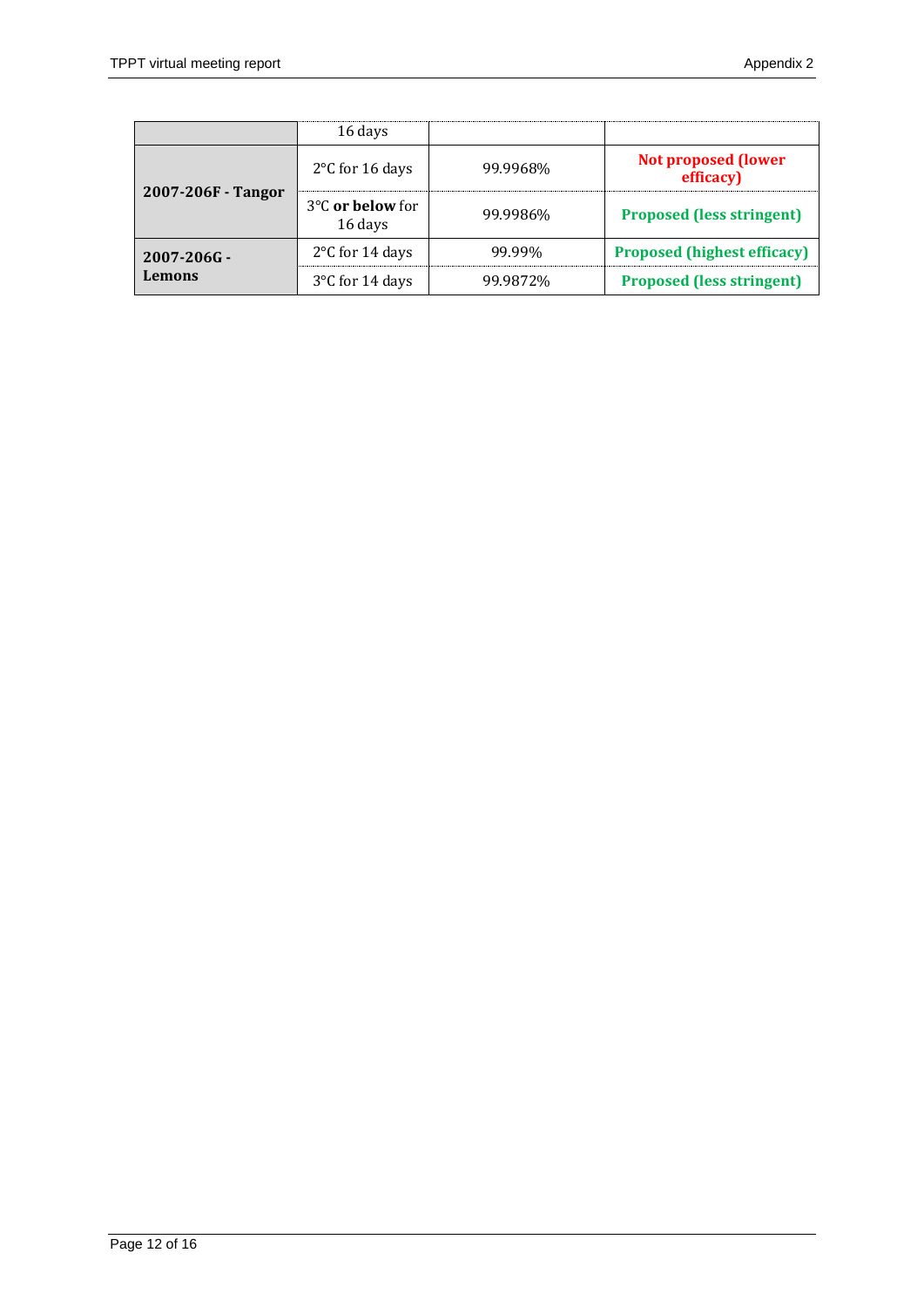| | 16 days | | |
|---|---|---|---|
| **2007-206F - Tangor** | 2°C for 16 days | 99.9968% | **Not proposed (lower efficacy)** |
| | 3°C **or below** for 16 days | 99.9986% | **Proposed (less stringent)** |
| **2007-206G - Lemons** | 2°C for 14 days | 99.99% | **Proposed (highest efficacy)** |
| | 3°C for 14 days | 99.9872% | **Proposed (less stringent)** |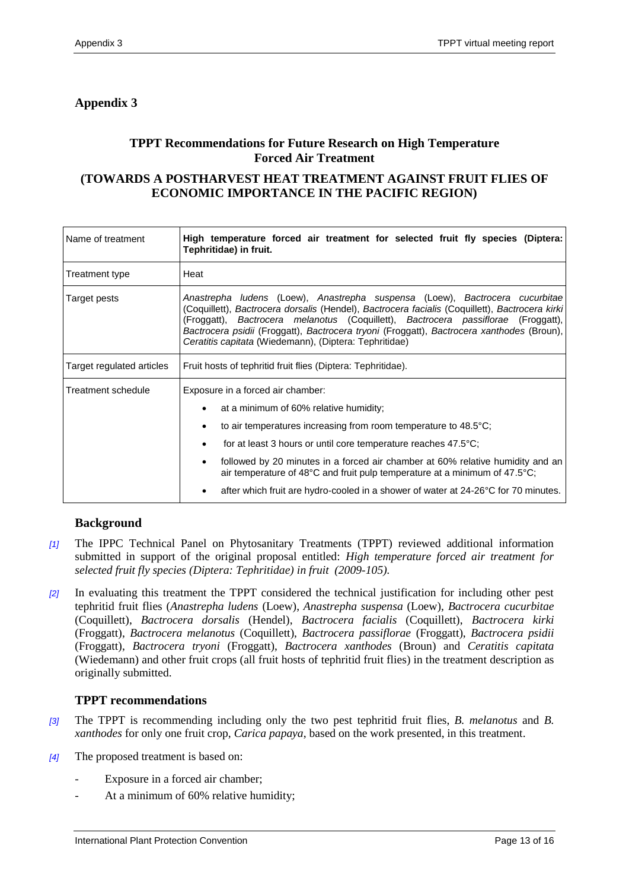# Appendix 3

## TPPT Recommendations for Future Research on High Temperature Forced Air Treatment

## (TOWARDS A POSTHARVEST HEAT TREATMENT AGAINST FRUIT FLIES OF ECONOMIC IMPORTANCE IN THE PACIFIC REGION)

| Name of treatment | **High temperature forced air treatment for selected fruit fly species (Diptera: Tephritidae) in fruit.** |
|---|---|
| Treatment type | Heat |
| Target pests | *Anastrepha ludens* (Loew), *Anastrepha suspensa* (Loew), *Bactrocera cucurbitae* (Coquillett), *Bactrocera dorsalis* (Hendel), *Bactrocera facialis* (Coquillett), *Bactrocera kirki* (Froggatt), *Bactrocera melanotus* (Coquillett), *Bactrocera passiflorae* (Froggatt), *Bactrocera psidii* (Froggatt), *Bactrocera tryoni* (Froggatt), *Bactrocera xanthodes* (Broun), *Ceratitis capitata* (Wiedemann), (Diptera: Tephritidae) |
| Target regulated articles | Fruit hosts of tephritid fruit flies (Diptera: Tephritidae). |
| Treatment schedule | Exposure in a forced air chamber:<br>• at a minimum of 60% relative humidity;<br>• to air temperatures increasing from room temperature to 48.5°C;<br>• for at least 3 hours or until core temperature reaches 47.5°C;<br>• followed by 20 minutes in a forced air chamber at 60% relative humidity and an air temperature of 48°C and fruit pulp temperature at a minimum of 47.5°C;<br>• after which fruit are hydro-cooled in a shower of water at 24-26°C for 70 minutes. |

### Background

*[1]* The IPPC Technical Panel on Phytosanitary Treatments (TPPT) reviewed additional information submitted in support of the original proposal entitled: *High temperature forced air treatment for selected fruit fly species (Diptera: Tephritidae) in fruit (2009-105).*

*[2]* In evaluating this treatment the TPPT considered the technical justification for including other pest tephritid fruit flies (*Anastrepha ludens* (Loew), *Anastrepha suspensa* (Loew), *Bactrocera cucurbitae* (Coquillett), *Bactrocera dorsalis* (Hendel), *Bactrocera facialis* (Coquillett), *Bactrocera kirki* (Froggatt), *Bactrocera melanotus* (Coquillett), *Bactrocera passiflorae* (Froggatt), *Bactrocera psidii* (Froggatt), *Bactrocera tryoni* (Froggatt), *Bactrocera xanthodes* (Broun) and *Ceratitis capitata* (Wiedemann) and other fruit crops (all fruit hosts of tephritid fruit flies) in the treatment description as originally submitted.

### TPPT recommendations

*[3]* The TPPT is recommending including only the two pest tephritid fruit flies, *B. melanotus* and *B. xanthodes* for only one fruit crop, *Carica papaya*, based on the work presented, in this treatment.

*[4]* The proposed treatment is based on:

- Exposure in a forced air chamber;
- At a minimum of 60% relative humidity;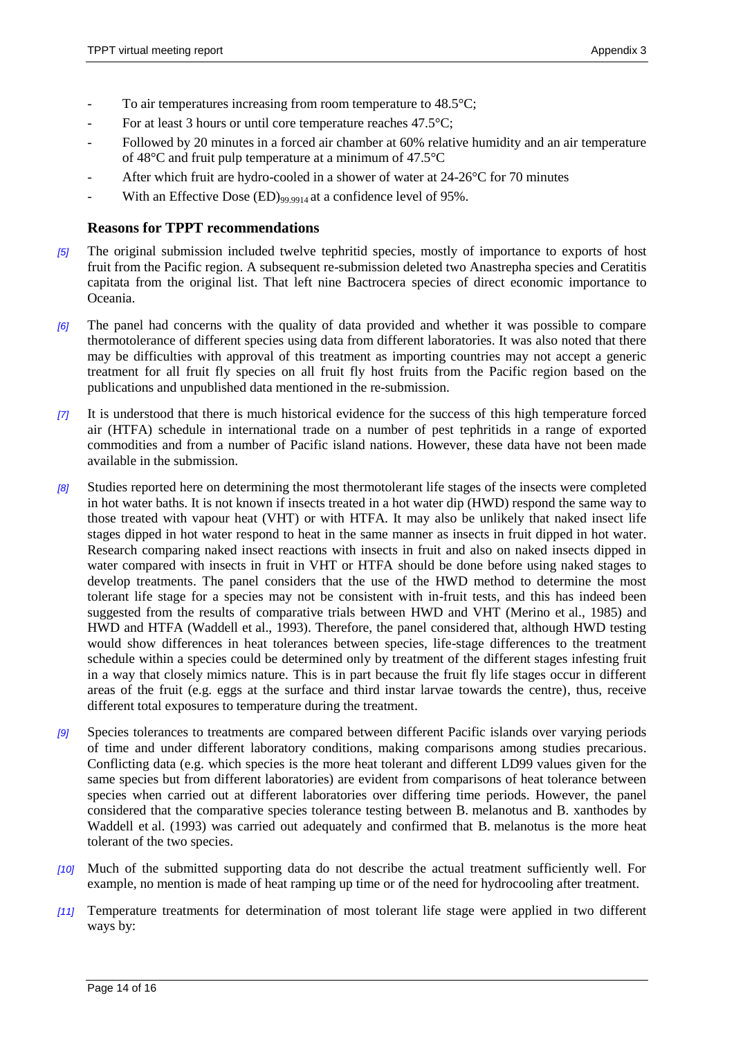- To air temperatures increasing from room temperature to 48.5°C;
- For at least 3 hours or until core temperature reaches 47.5°C;
- Followed by 20 minutes in a forced air chamber at 60% relative humidity and an air temperature of 48°C and fruit pulp temperature at a minimum of 47.5°C
- After which fruit are hydro-cooled in a shower of water at 24-26°C for 70 minutes
- With an Effective Dose $(ED)_{99.9914}$ at a confidence level of 95%.

### Reasons for TPPT recommendations

*[5]* The original submission included twelve tephritid species, mostly of importance to exports of host fruit from the Pacific region. A subsequent re-submission deleted two Anastrepha species and Ceratitis capitata from the original list. That left nine Bactrocera species of direct economic importance to Oceania.

*[6]* The panel had concerns with the quality of data provided and whether it was possible to compare thermotolerance of different species using data from different laboratories. It was also noted that there may be difficulties with approval of this treatment as importing countries may not accept a generic treatment for all fruit fly species on all fruit fly host fruits from the Pacific region based on the publications and unpublished data mentioned in the re-submission.

*[7]* It is understood that there is much historical evidence for the success of this high temperature forced air (HTFA) schedule in international trade on a number of pest tephritids in a range of exported commodities and from a number of Pacific island nations. However, these data have not been made available in the submission.

*[8]* Studies reported here on determining the most thermotolerant life stages of the insects were completed in hot water baths. It is not known if insects treated in a hot water dip (HWD) respond the same way to those treated with vapour heat (VHT) or with HTFA. It may also be unlikely that naked insect life stages dipped in hot water respond to heat in the same manner as insects in fruit dipped in hot water. Research comparing naked insect reactions with insects in fruit and also on naked insects dipped in water compared with insects in fruit in VHT or HTFA should be done before using naked stages to develop treatments. The panel considers that the use of the HWD method to determine the most tolerant life stage for a species may not be consistent with in-fruit tests, and this has indeed been suggested from the results of comparative trials between HWD and VHT (Merino et al., 1985) and HWD and HTFA (Waddell et al., 1993). Therefore, the panel considered that, although HWD testing would show differences in heat tolerances between species, life-stage differences to the treatment schedule within a species could be determined only by treatment of the different stages infesting fruit in a way that closely mimics nature. This is in part because the fruit fly life stages occur in different areas of the fruit (e.g. eggs at the surface and third instar larvae towards the centre), thus, receive different total exposures to temperature during the treatment.

*[9]* Species tolerances to treatments are compared between different Pacific islands over varying periods of time and under different laboratory conditions, making comparisons among studies precarious. Conflicting data (e.g. which species is the more heat tolerant and different LD99 values given for the same species but from different laboratories) are evident from comparisons of heat tolerance between species when carried out at different laboratories over differing time periods. However, the panel considered that the comparative species tolerance testing between B. melanotus and B. xanthodes by Waddell et al. (1993) was carried out adequately and confirmed that B. melanotus is the more heat tolerant of the two species.

*[10]* Much of the submitted supporting data do not describe the actual treatment sufficiently well. For example, no mention is made of heat ramping up time or of the need for hydrocooling after treatment.

*[11]* Temperature treatments for determination of most tolerant life stage were applied in two different ways by: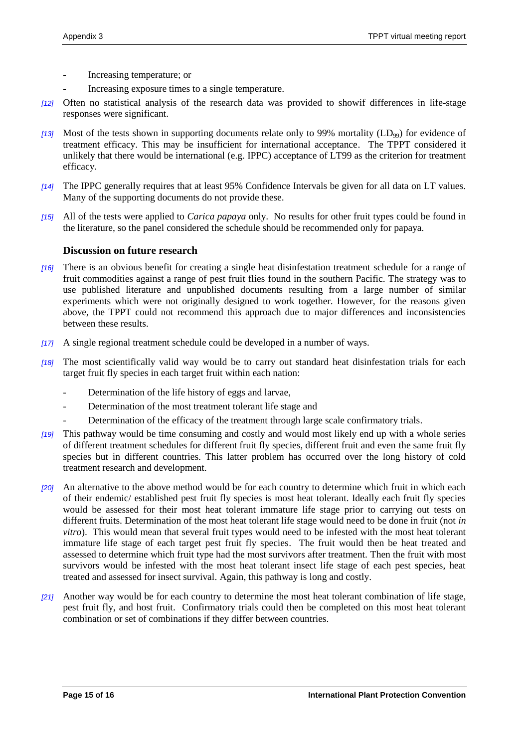- Increasing temperature; or
- Increasing exposure times to a single temperature.

*[12]* Often no statistical analysis of the research data was provided to showif differences in life-stage responses were significant.

*[13]* Most of the tests shown in supporting documents relate only to 99% mortality ($LD_{99}$) for evidence of treatment efficacy. This may be insufficient for international acceptance. The TPPT considered it unlikely that there would be international (e.g. IPPC) acceptance of LT99 as the criterion for treatment efficacy.

*[14]* The IPPC generally requires that at least 95% Confidence Intervals be given for all data on LT values. Many of the supporting documents do not provide these.

*[15]* All of the tests were applied to *Carica papaya* only. No results for other fruit types could be found in the literature, so the panel considered the schedule should be recommended only for papaya.

### Discussion on future research

*[16]* There is an obvious benefit for creating a single heat disinfestation treatment schedule for a range of fruit commodities against a range of pest fruit flies found in the southern Pacific. The strategy was to use published literature and unpublished documents resulting from a large number of similar experiments which were not originally designed to work together. However, for the reasons given above, the TPPT could not recommend this approach due to major differences and inconsistencies between these results.

*[17]* A single regional treatment schedule could be developed in a number of ways.

*[18]* The most scientifically valid way would be to carry out standard heat disinfestation trials for each target fruit fly species in each target fruit within each nation:

- Determination of the life history of eggs and larvae,
- Determination of the most treatment tolerant life stage and
- Determination of the efficacy of the treatment through large scale confirmatory trials.

*[19]* This pathway would be time consuming and costly and would most likely end up with a whole series of different treatment schedules for different fruit fly species, different fruit and even the same fruit fly species but in different countries. This latter problem has occurred over the long history of cold treatment research and development.

*[20]* An alternative to the above method would be for each country to determine which fruit in which each of their endemic/ established pest fruit fly species is most heat tolerant. Ideally each fruit fly species would be assessed for their most heat tolerant immature life stage prior to carrying out tests on different fruits. Determination of the most heat tolerant life stage would need to be done in fruit (not *in vitro*). This would mean that several fruit types would need to be infested with the most heat tolerant immature life stage of each target pest fruit fly species. The fruit would then be heat treated and assessed to determine which fruit type had the most survivors after treatment. Then the fruit with most survivors would be infested with the most heat tolerant insect life stage of each pest species, heat treated and assessed for insect survival. Again, this pathway is long and costly.

*[21]* Another way would be for each country to determine the most heat tolerant combination of life stage, pest fruit fly, and host fruit. Confirmatory trials could then be completed on this most heat tolerant combination or set of combinations if they differ between countries.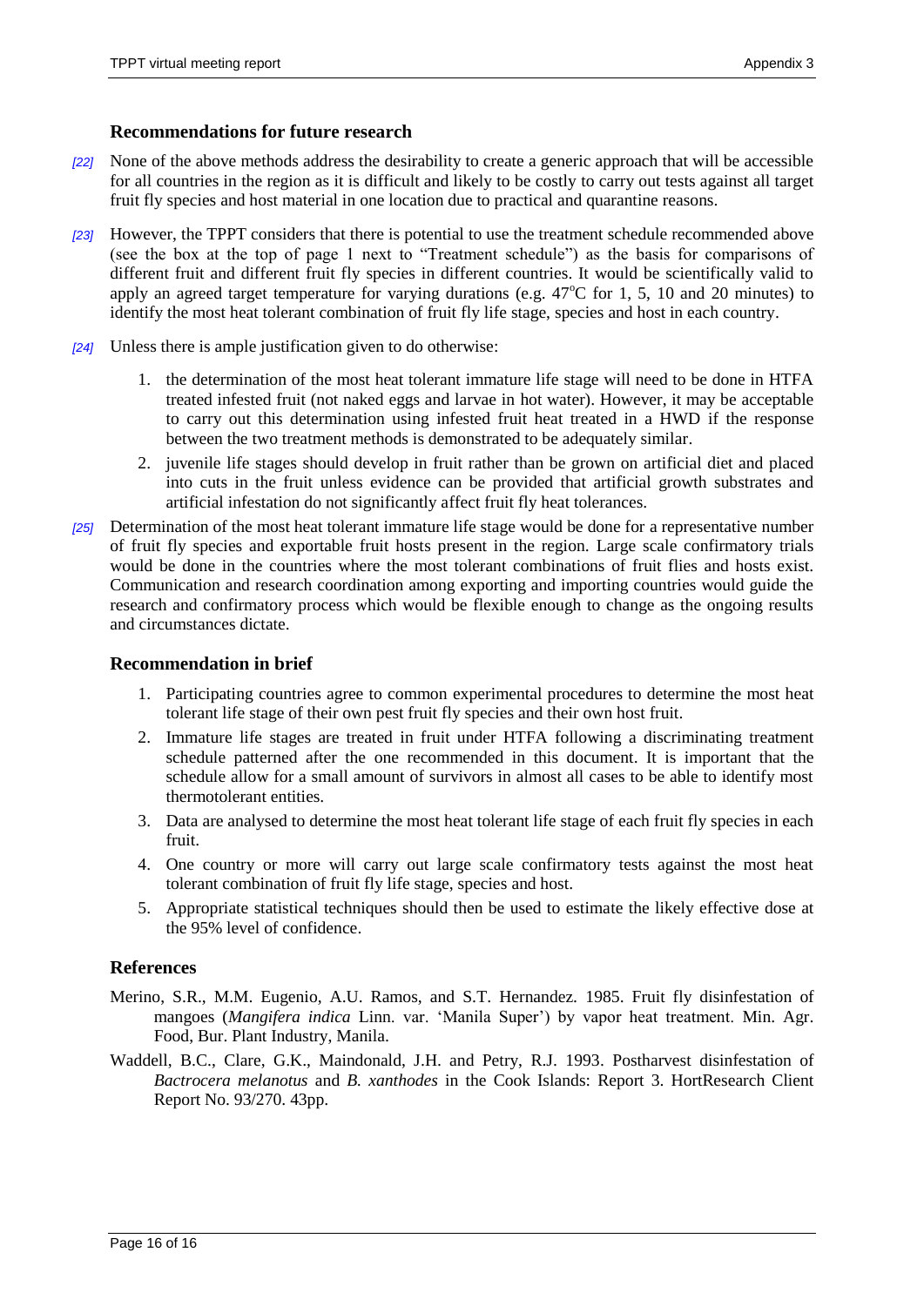## Recommendations for future research

*[22]* None of the above methods address the desirability to create a generic approach that will be accessible for all countries in the region as it is difficult and likely to be costly to carry out tests against all target fruit fly species and host material in one location due to practical and quarantine reasons.

*[23]* However, the TPPT considers that there is potential to use the treatment schedule recommended above (see the box at the top of page 1 next to "Treatment schedule") as the basis for comparisons of different fruit and different fruit fly species in different countries. It would be scientifically valid to apply an agreed target temperature for varying durations (e.g. 47°C for 1, 5, 10 and 20 minutes) to identify the most heat tolerant combination of fruit fly life stage, species and host in each country.

*[24]* Unless there is ample justification given to do otherwise:

1. the determination of the most heat tolerant immature life stage will need to be done in HTFA treated infested fruit (not naked eggs and larvae in hot water). However, it may be acceptable to carry out this determination using infested fruit heat treated in a HWD if the response between the two treatment methods is demonstrated to be adequately similar.
2. juvenile life stages should develop in fruit rather than be grown on artificial diet and placed into cuts in the fruit unless evidence can be provided that artificial growth substrates and artificial infestation do not significantly affect fruit fly heat tolerances.

*[25]* Determination of the most heat tolerant immature life stage would be done for a representative number of fruit fly species and exportable fruit hosts present in the region. Large scale confirmatory trials would be done in the countries where the most tolerant combinations of fruit flies and hosts exist. Communication and research coordination among exporting and importing countries would guide the research and confirmatory process which would be flexible enough to change as the ongoing results and circumstances dictate.

## Recommendation in brief

1. Participating countries agree to common experimental procedures to determine the most heat tolerant life stage of their own pest fruit fly species and their own host fruit.
2. Immature life stages are treated in fruit under HTFA following a discriminating treatment schedule patterned after the one recommended in this document. It is important that the schedule allow for a small amount of survivors in almost all cases to be able to identify most thermotolerant entities.
3. Data are analysed to determine the most heat tolerant life stage of each fruit fly species in each fruit.
4. One country or more will carry out large scale confirmatory tests against the most heat tolerant combination of fruit fly life stage, species and host.
5. Appropriate statistical techniques should then be used to estimate the likely effective dose at the 95% level of confidence.

## References

Merino, S.R., M.M. Eugenio, A.U. Ramos, and S.T. Hernandez. 1985. Fruit fly disinfestation of mangoes (*Mangifera indica* Linn. var. 'Manila Super') by vapor heat treatment. Min. Agr. Food, Bur. Plant Industry, Manila.

Waddell, B.C., Clare, G.K., Maindonald, J.H. and Petry, R.J. 1993. Postharvest disinfestation of *Bactrocera melanotus* and *B. xanthodes* in the Cook Islands: Report 3. HortResearch Client Report No. 93/270. 43pp.